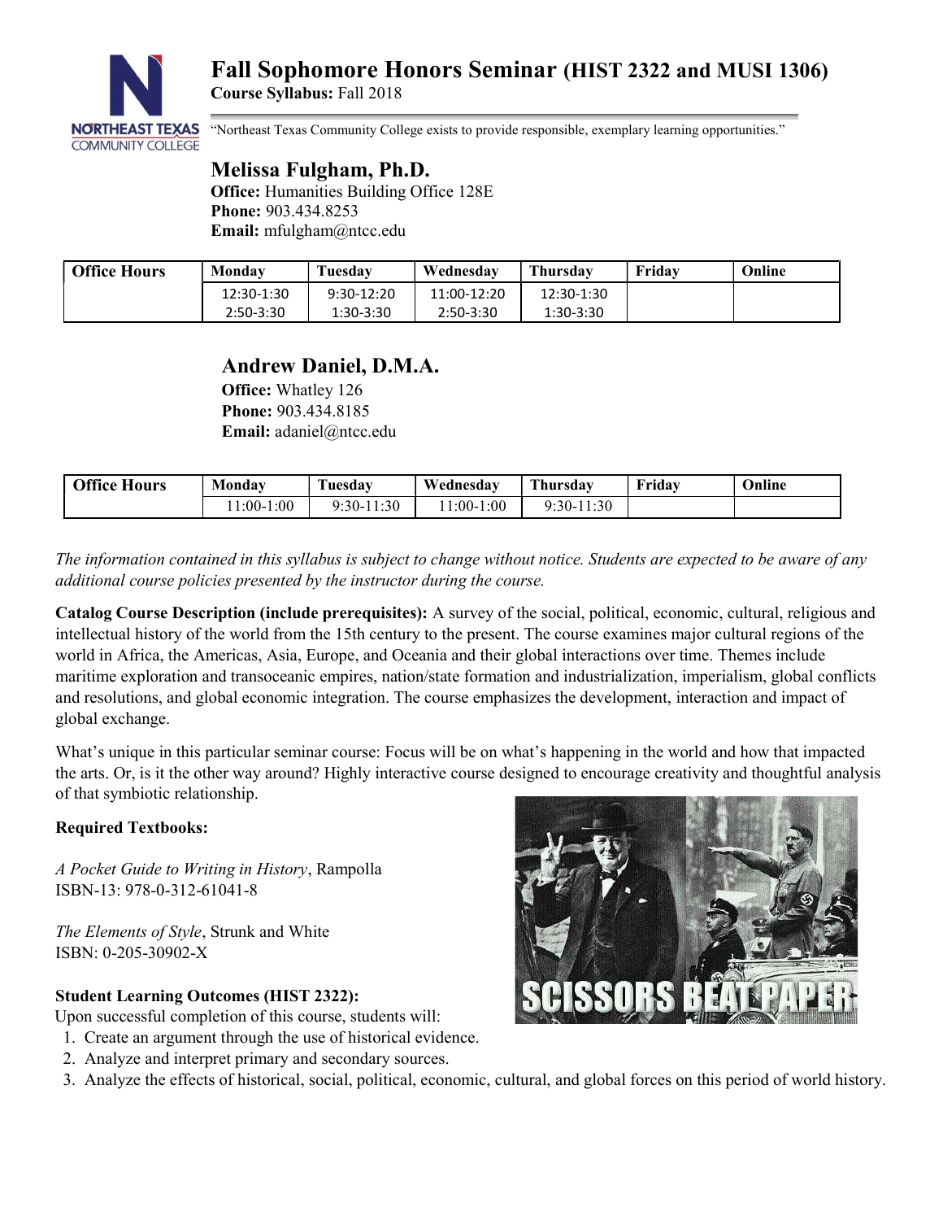# Fall Sophomore Honors Seminar (HIST 2322 and MUSI 1306)

**Course Syllabus:** Fall 2018

NORTHEAST TEXAS COMMUNITY COLLEGE

"Northeast Texas Community College exists to provide responsible, exemplary learning opportunities."

## Melissa Fulgham, Ph.D.

**Office:** Humanities Building Office 128E
**Phone:** 903.434.8253
**Email:** mfulgham@ntcc.edu

| Office Hours | Monday | Tuesday | Wednesday | Thursday | Friday | Online |
|---|---|---|---|---|---|---|
| | 12:30-1:30<br>2:50-3:30 | 9:30-12:20<br>1:30-3:30 | 11:00-12:20<br>2:50-3:30 | 12:30-1:30<br>1:30-3:30 | | |

## Andrew Daniel, D.M.A.

**Office:** Whatley 126
**Phone:** 903.434.8185
**Email:** adaniel@ntcc.edu

| Office Hours | Monday | Tuesday | Wednesday | Thursday | Friday | Online |
|---|---|---|---|---|---|---|
| | 11:00-1:00 | 9:30-11:30 | 11:00-1:00 | 9:30-11:30 | | |

*The information contained in this syllabus is subject to change without notice. Students are expected to be aware of any additional course policies presented by the instructor during the course.*

**Catalog Course Description (include prerequisites):** A survey of the social, political, economic, cultural, religious and intellectual history of the world from the 15th century to the present. The course examines major cultural regions of the world in Africa, the Americas, Asia, Europe, and Oceania and their global interactions over time. Themes include maritime exploration and transoceanic empires, nation/state formation and industrialization, imperialism, global conflicts and resolutions, and global economic integration. The course emphasizes the development, interaction and impact of global exchange.

What's unique in this particular seminar course: Focus will be on what's happening in the world and how that impacted the arts. Or, is it the other way around? Highly interactive course designed to encourage creativity and thoughtful analysis of that symbiotic relationship.

**Required Textbooks:**

*A Pocket Guide to Writing in History*, Rampolla
ISBN-13: 978-0-312-61041-8

*The Elements of Style*, Strunk and White
ISBN: 0-205-30902-X

**Student Learning Outcomes (HIST 2322):**

Upon successful completion of this course, students will:

1. Create an argument through the use of historical evidence.
2. Analyze and interpret primary and secondary sources.
3. Analyze the effects of historical, social, political, economic, cultural, and global forces on this period of world history.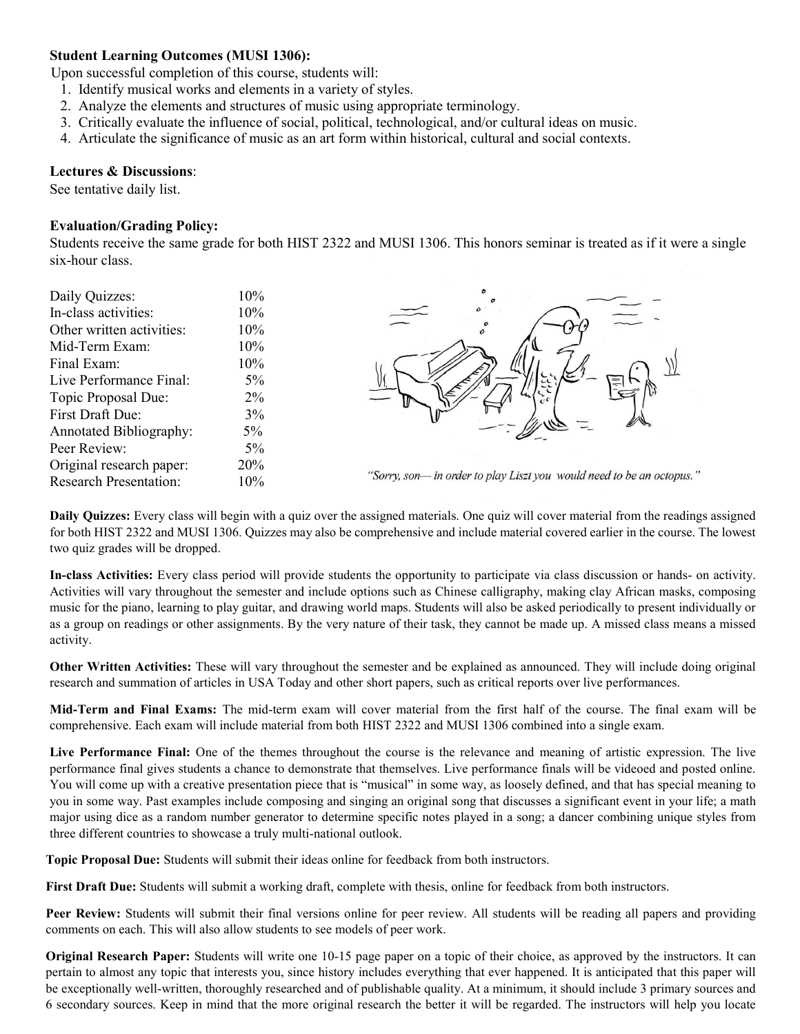**Student Learning Outcomes (MUSI 1306):**

Upon successful completion of this course, students will:

1. Identify musical works and elements in a variety of styles.
2. Analyze the elements and structures of music using appropriate terminology.
3. Critically evaluate the influence of social, political, technological, and/or cultural ideas on music.
4. Articulate the significance of music as an art form within historical, cultural and social contexts.

**Lectures & Discussions**:

See tentative daily list.

**Evaluation/Grading Policy:**

Students receive the same grade for both HIST 2322 and MUSI 1306. This honors seminar is treated as if it were a single six-hour class.

| | |
|---|---|
| Daily Quizzes: | 10% |
| In-class activities: | 10% |
| Other written activities: | 10% |
| Mid-Term Exam: | 10% |
| Final Exam: | 10% |
| Live Performance Final: | 5% |
| Topic Proposal Due: | 2% |
| First Draft Due: | 3% |
| Annotated Bibliography: | 5% |
| Peer Review: | 5% |
| Original research paper: | 20% |
| Research Presentation: | 10% |

*"Sorry, son— in order to play Liszt you would need to be an octopus."*

**Daily Quizzes:** Every class will begin with a quiz over the assigned materials. One quiz will cover material from the readings assigned for both HIST 2322 and MUSI 1306. Quizzes may also be comprehensive and include material covered earlier in the course. The lowest two quiz grades will be dropped.

**In-class Activities:** Every class period will provide students the opportunity to participate via class discussion or hands- on activity. Activities will vary throughout the semester and include options such as Chinese calligraphy, making clay African masks, composing music for the piano, learning to play guitar, and drawing world maps. Students will also be asked periodically to present individually or as a group on readings or other assignments. By the very nature of their task, they cannot be made up. A missed class means a missed activity.

**Other Written Activities:** These will vary throughout the semester and be explained as announced. They will include doing original research and summation of articles in USA Today and other short papers, such as critical reports over live performances.

**Mid-Term and Final Exams:** The mid-term exam will cover material from the first half of the course. The final exam will be comprehensive. Each exam will include material from both HIST 2322 and MUSI 1306 combined into a single exam.

**Live Performance Final:** One of the themes throughout the course is the relevance and meaning of artistic expression. The live performance final gives students a chance to demonstrate that themselves. Live performance finals will be videoed and posted online. You will come up with a creative presentation piece that is "musical" in some way, as loosely defined, and that has special meaning to you in some way. Past examples include composing and singing an original song that discusses a significant event in your life; a math major using dice as a random number generator to determine specific notes played in a song; a dancer combining unique styles from three different countries to showcase a truly multi-national outlook.

**Topic Proposal Due:** Students will submit their ideas online for feedback from both instructors.

**First Draft Due:** Students will submit a working draft, complete with thesis, online for feedback from both instructors.

**Peer Review:** Students will submit their final versions online for peer review. All students will be reading all papers and providing comments on each. This will also allow students to see models of peer work.

**Original Research Paper:** Students will write one 10-15 page paper on a topic of their choice, as approved by the instructors. It can pertain to almost any topic that interests you, since history includes everything that ever happened. It is anticipated that this paper will be exceptionally well-written, thoroughly researched and of publishable quality. At a minimum, it should include 3 primary sources and 6 secondary sources. Keep in mind that the more original research the better it will be regarded. The instructors will help you locate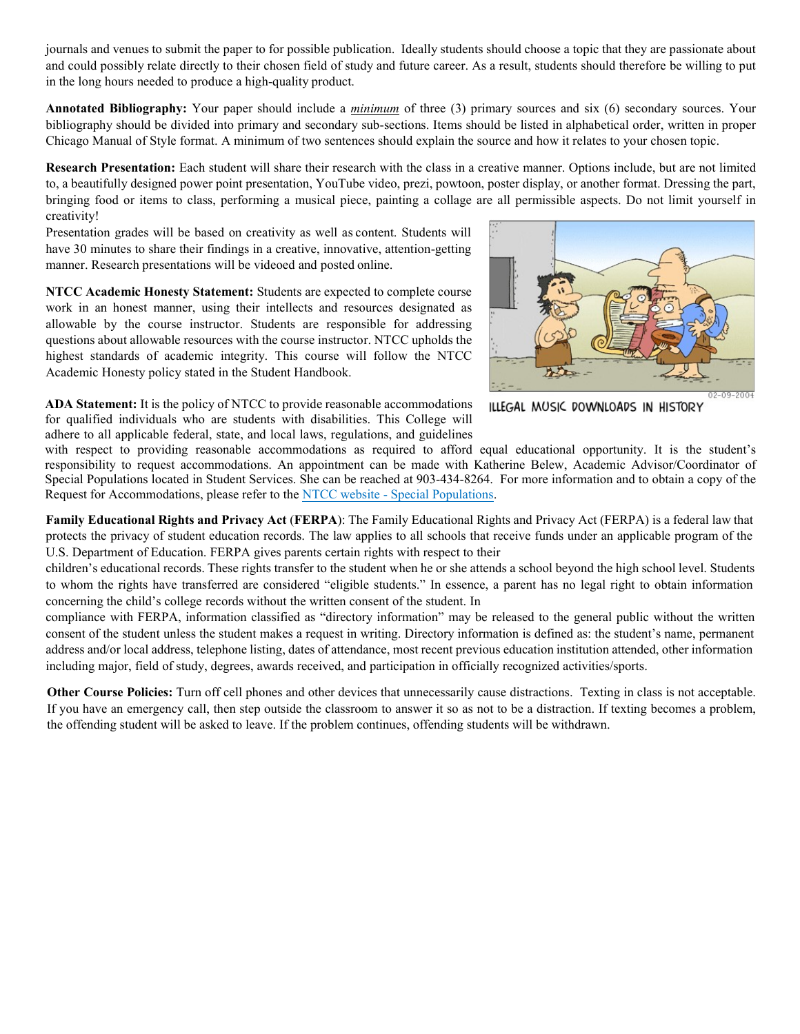journals and venues to submit the paper to for possible publication. Ideally students should choose a topic that they are passionate about and could possibly relate directly to their chosen field of study and future career. As a result, students should therefore be willing to put in the long hours needed to produce a high-quality product.

**Annotated Bibliography:** Your paper should include a ***minimum*** of three (3) primary sources and six (6) secondary sources. Your bibliography should be divided into primary and secondary sub-sections. Items should be listed in alphabetical order, written in proper Chicago Manual of Style format. A minimum of two sentences should explain the source and how it relates to your chosen topic.

**Research Presentation:** Each student will share their research with the class in a creative manner. Options include, but are not limited to, a beautifully designed power point presentation, YouTube video, prezi, powtoon, poster display, or another format. Dressing the part, bringing food or items to class, performing a musical piece, painting a collage are all permissible aspects. Do not limit yourself in creativity!

Presentation grades will be based on creativity as well as content. Students will have 30 minutes to share their findings in a creative, innovative, attention-getting manner. Research presentations will be videoed and posted online.

ILLEGAL MUSIC DOWNLOADS IN HISTORY

**NTCC Academic Honesty Statement:** Students are expected to complete course work in an honest manner, using their intellects and resources designated as allowable by the course instructor. Students are responsible for addressing questions about allowable resources with the course instructor. NTCC upholds the highest standards of academic integrity. This course will follow the NTCC Academic Honesty policy stated in the Student Handbook.

**ADA Statement:** It is the policy of NTCC to provide reasonable accommodations for qualified individuals who are students with disabilities. This College will adhere to all applicable federal, state, and local laws, regulations, and guidelines with respect to providing reasonable accommodations as required to afford equal educational opportunity. It is the student's responsibility to request accommodations. An appointment can be made with Katherine Belew, Academic Advisor/Coordinator of Special Populations located in Student Services. She can be reached at 903-434-8264. For more information and to obtain a copy of the Request for Accommodations, please refer to the NTCC website - Special Populations.

**Family Educational Rights and Privacy Act (FERPA)**: The Family Educational Rights and Privacy Act (FERPA) is a federal law that protects the privacy of student education records. The law applies to all schools that receive funds under an applicable program of the U.S. Department of Education. FERPA gives parents certain rights with respect to their children's educational records. These rights transfer to the student when he or she attends a school beyond the high school level. Students to whom the rights have transferred are considered "eligible students." In essence, a parent has no legal right to obtain information concerning the child's college records without the written consent of the student. In compliance with FERPA, information classified as "directory information" may be released to the general public without the written consent of the student unless the student makes a request in writing. Directory information is defined as: the student's name, permanent address and/or local address, telephone listing, dates of attendance, most recent previous education institution attended, other information including major, field of study, degrees, awards received, and participation in officially recognized activities/sports.

**Other Course Policies:** Turn off cell phones and other devices that unnecessarily cause distractions. Texting in class is not acceptable. If you have an emergency call, then step outside the classroom to answer it so as not to be a distraction. If texting becomes a problem, the offending student will be asked to leave. If the problem continues, offending students will be withdrawn.